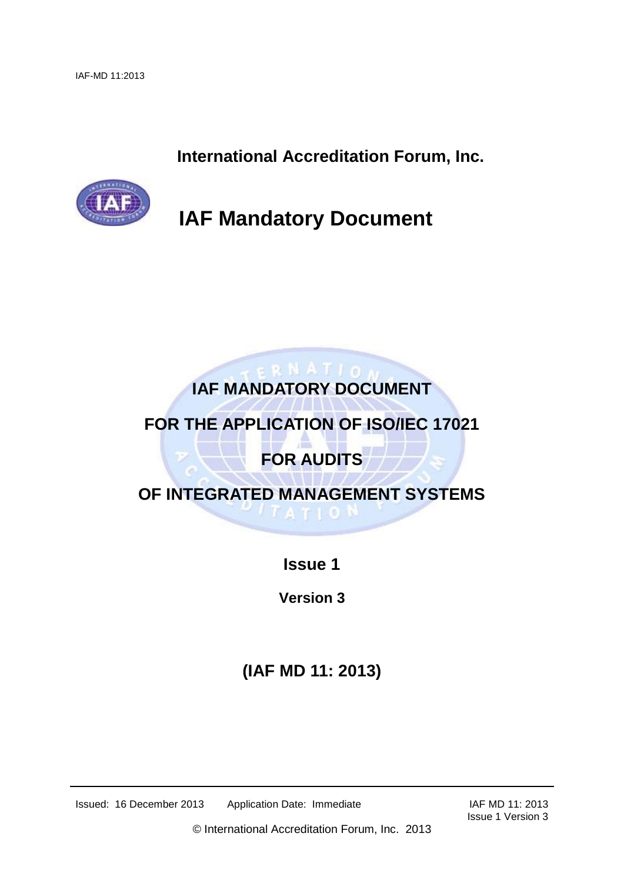**International Accreditation Forum, Inc.**

# IAF Mandatory Document

## IAF MANDATORY DOCUMENT

## FOR THE APPLICATION OF ISO/IEC 17021

## FOR AUDITS

## OF INTEGRATED MANAGEMENT SYSTEMS

**Issue 1**

**Version 3**

**(IAF MD 11: 2013)**

Issued: 16 December 2013 Application Date: Immediate

IAF MD 11: 2013
Issue 1 Version 3

© International Accreditation Forum, Inc. 2013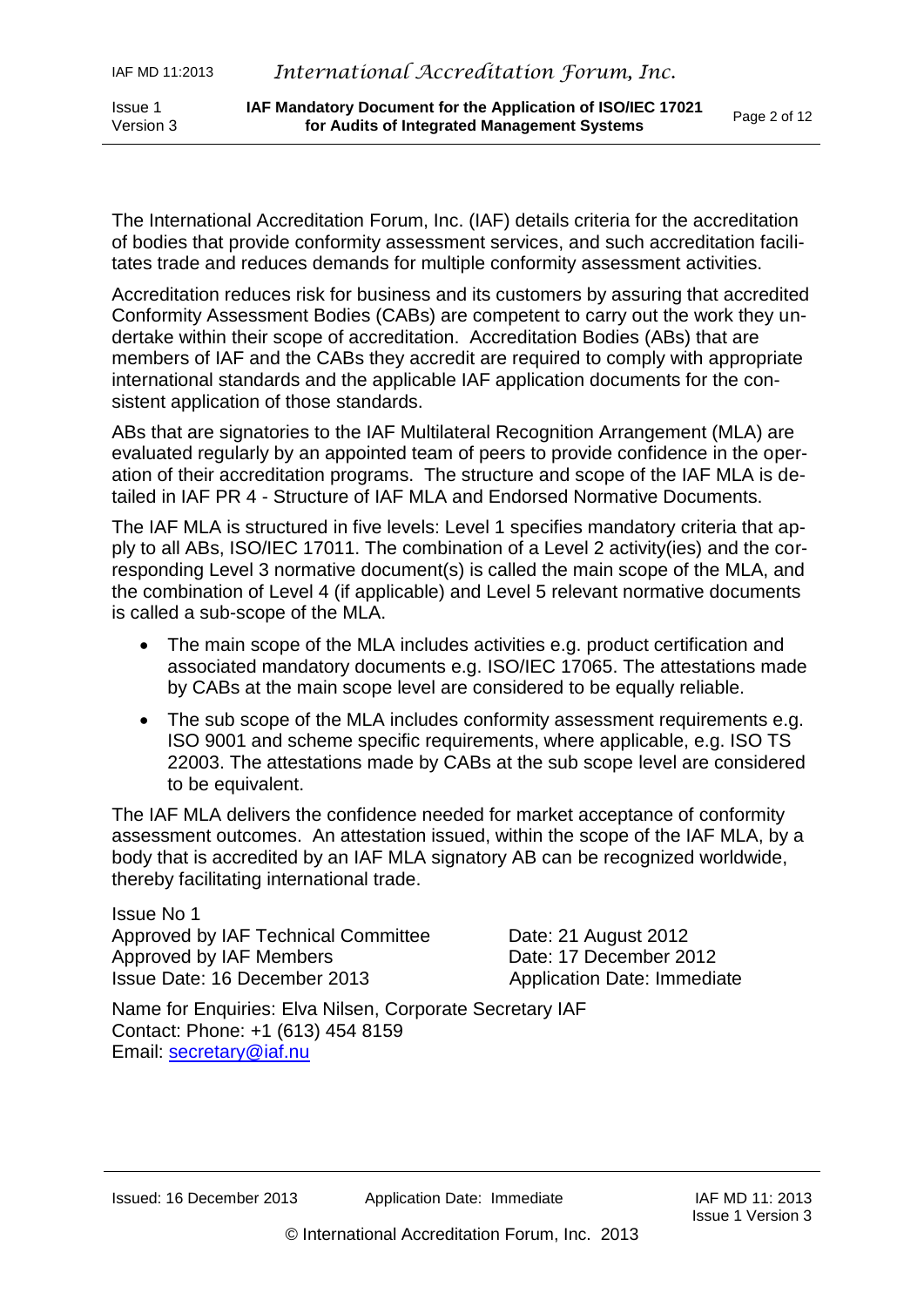The International Accreditation Forum, Inc. (IAF) details criteria for the accreditation of bodies that provide conformity assessment services, and such accreditation facilitates trade and reduces demands for multiple conformity assessment activities.

Accreditation reduces risk for business and its customers by assuring that accredited Conformity Assessment Bodies (CABs) are competent to carry out the work they undertake within their scope of accreditation. Accreditation Bodies (ABs) that are members of IAF and the CABs they accredit are required to comply with appropriate international standards and the applicable IAF application documents for the consistent application of those standards.

ABs that are signatories to the IAF Multilateral Recognition Arrangement (MLA) are evaluated regularly by an appointed team of peers to provide confidence in the operation of their accreditation programs. The structure and scope of the IAF MLA is detailed in IAF PR 4 - Structure of IAF MLA and Endorsed Normative Documents.

The IAF MLA is structured in five levels: Level 1 specifies mandatory criteria that apply to all ABs, ISO/IEC 17011. The combination of a Level 2 activity(ies) and the corresponding Level 3 normative document(s) is called the main scope of the MLA, and the combination of Level 4 (if applicable) and Level 5 relevant normative documents is called a sub-scope of the MLA.

- The main scope of the MLA includes activities e.g. product certification and associated mandatory documents e.g. ISO/IEC 17065. The attestations made by CABs at the main scope level are considered to be equally reliable.
- The sub scope of the MLA includes conformity assessment requirements e.g. ISO 9001 and scheme specific requirements, where applicable, e.g. ISO TS 22003. The attestations made by CABs at the sub scope level are considered to be equivalent.

The IAF MLA delivers the confidence needed for market acceptance of conformity assessment outcomes. An attestation issued, within the scope of the IAF MLA, by a body that is accredited by an IAF MLA signatory AB can be recognized worldwide, thereby facilitating international trade.

Issue No 1
Approved by IAF Technical Committee — Date: 21 August 2012
Approved by IAF Members — Date: 17 December 2012
Issue Date: 16 December 2013 — Application Date: Immediate

Name for Enquiries: Elva Nilsen, Corporate Secretary IAF
Contact: Phone: +1 (613) 454 8159
Email: secretary@iaf.nu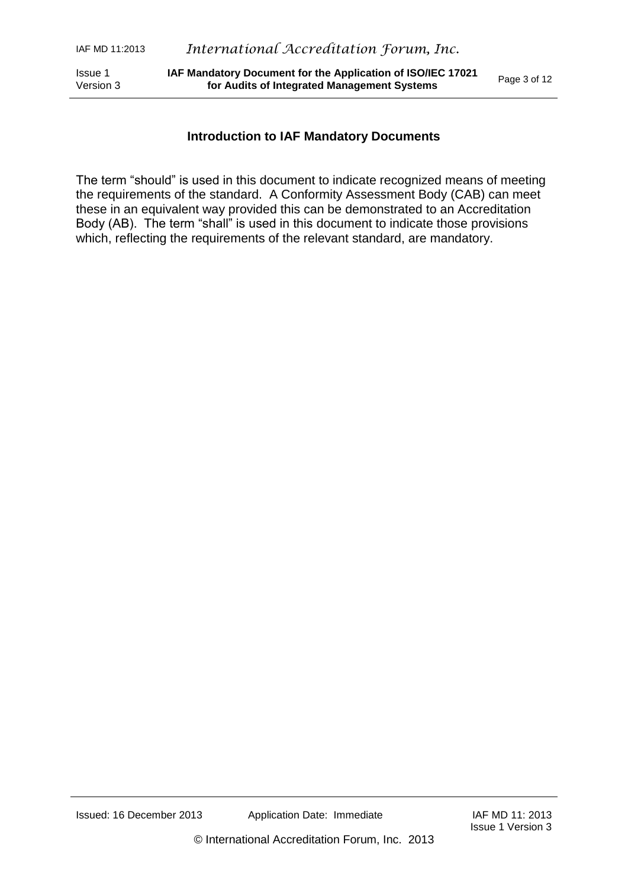## Introduction to IAF Mandatory Documents

The term "should" is used in this document to indicate recognized means of meeting the requirements of the standard. A Conformity Assessment Body (CAB) can meet these in an equivalent way provided this can be demonstrated to an Accreditation Body (AB). The term "shall" is used in this document to indicate those provisions which, reflecting the requirements of the relevant standard, are mandatory.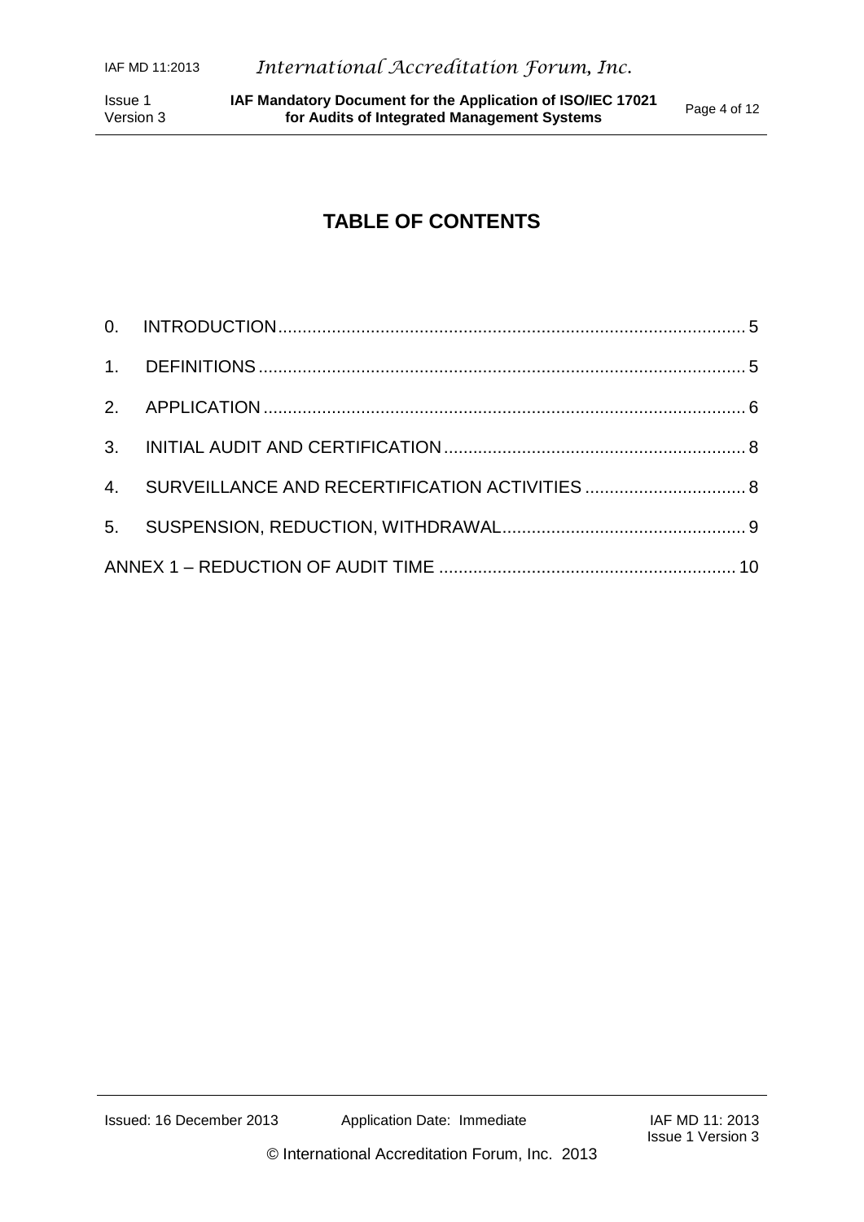# TABLE OF CONTENTS

0. INTRODUCTION ............................................................................................... 5
1. DEFINITIONS .................................................................................................. 5
2. APPLICATION ................................................................................................. 6
3. INITIAL AUDIT AND CERTIFICATION ............................................................. 8
4. SURVEILLANCE AND RECERTIFICATION ACTIVITIES ................................. 8
5. SUSPENSION, REDUCTION, WITHDRAWAL .................................................. 9

ANNEX 1 – REDUCTION OF AUDIT TIME ........................................................... 10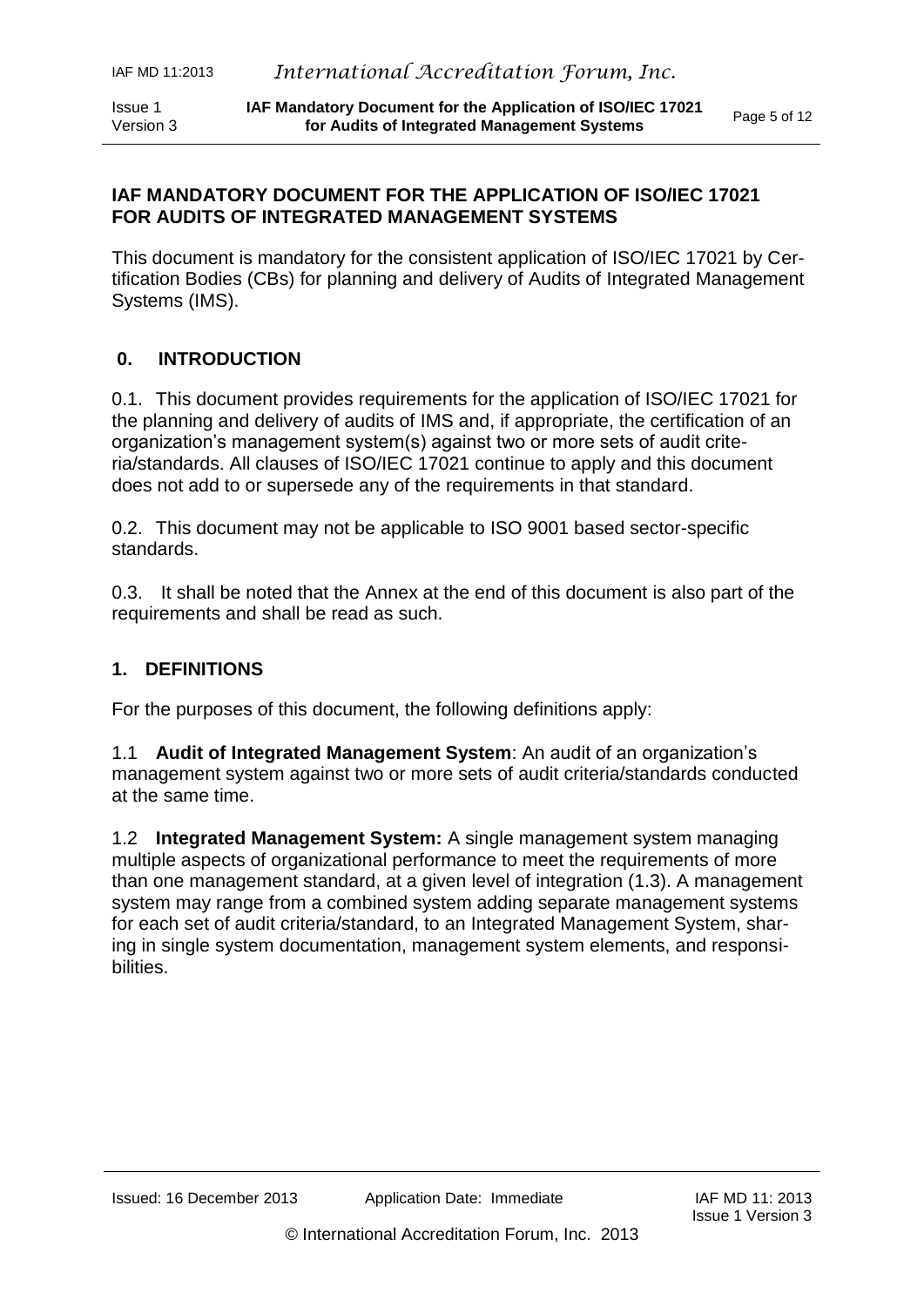# IAF MANDATORY DOCUMENT FOR THE APPLICATION OF ISO/IEC 17021 FOR AUDITS OF INTEGRATED MANAGEMENT SYSTEMS

This document is mandatory for the consistent application of ISO/IEC 17021 by Certification Bodies (CBs) for planning and delivery of Audits of Integrated Management Systems (IMS).

## 0. INTRODUCTION

0.1. This document provides requirements for the application of ISO/IEC 17021 for the planning and delivery of audits of IMS and, if appropriate, the certification of an organization's management system(s) against two or more sets of audit criteria/standards. All clauses of ISO/IEC 17021 continue to apply and this document does not add to or supersede any of the requirements in that standard.

0.2. This document may not be applicable to ISO 9001 based sector-specific standards.

0.3. It shall be noted that the Annex at the end of this document is also part of the requirements and shall be read as such.

## 1. DEFINITIONS

For the purposes of this document, the following definitions apply:

1.1 **Audit of Integrated Management System**: An audit of an organization's management system against two or more sets of audit criteria/standards conducted at the same time.

1.2 **Integrated Management System:** A single management system managing multiple aspects of organizational performance to meet the requirements of more than one management standard, at a given level of integration (1.3). A management system may range from a combined system adding separate management systems for each set of audit criteria/standard, to an Integrated Management System, sharing in single system documentation, management system elements, and responsibilities.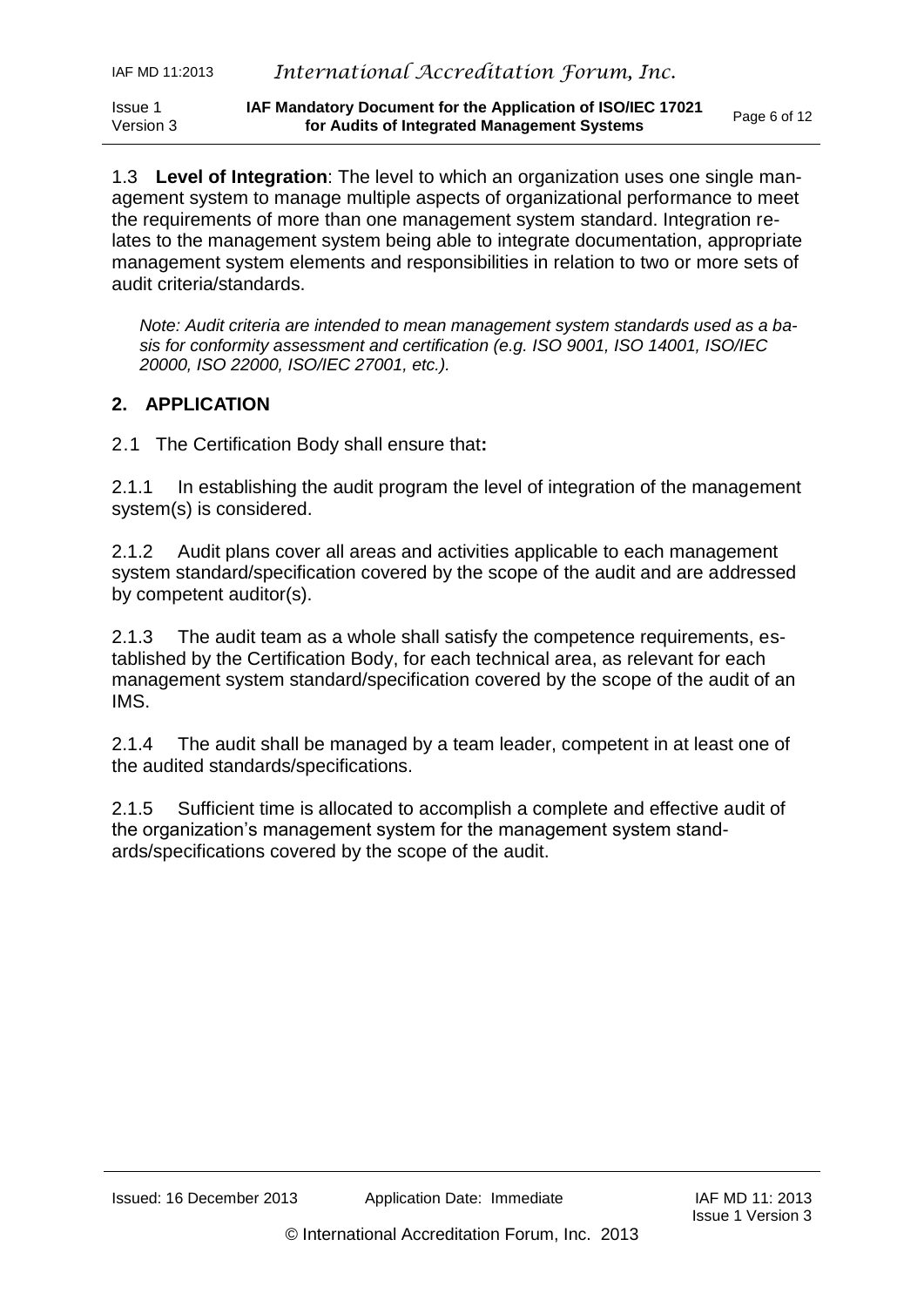1.3 **Level of Integration**: The level to which an organization uses one single management system to manage multiple aspects of organizational performance to meet the requirements of more than one management system standard. Integration relates to the management system being able to integrate documentation, appropriate management system elements and responsibilities in relation to two or more sets of audit criteria/standards.

*Note: Audit criteria are intended to mean management system standards used as a basis for conformity assessment and certification (e.g. ISO 9001, ISO 14001, ISO/IEC 20000, ISO 22000, ISO/IEC 27001, etc.).*

## 2. APPLICATION

2.1 The Certification Body shall ensure that**:**

2.1.1 In establishing the audit program the level of integration of the management system(s) is considered.

2.1.2 Audit plans cover all areas and activities applicable to each management system standard/specification covered by the scope of the audit and are addressed by competent auditor(s).

2.1.3 The audit team as a whole shall satisfy the competence requirements, established by the Certification Body, for each technical area, as relevant for each management system standard/specification covered by the scope of the audit of an IMS.

2.1.4 The audit shall be managed by a team leader, competent in at least one of the audited standards/specifications.

2.1.5 Sufficient time is allocated to accomplish a complete and effective audit of the organization's management system for the management system standards/specifications covered by the scope of the audit.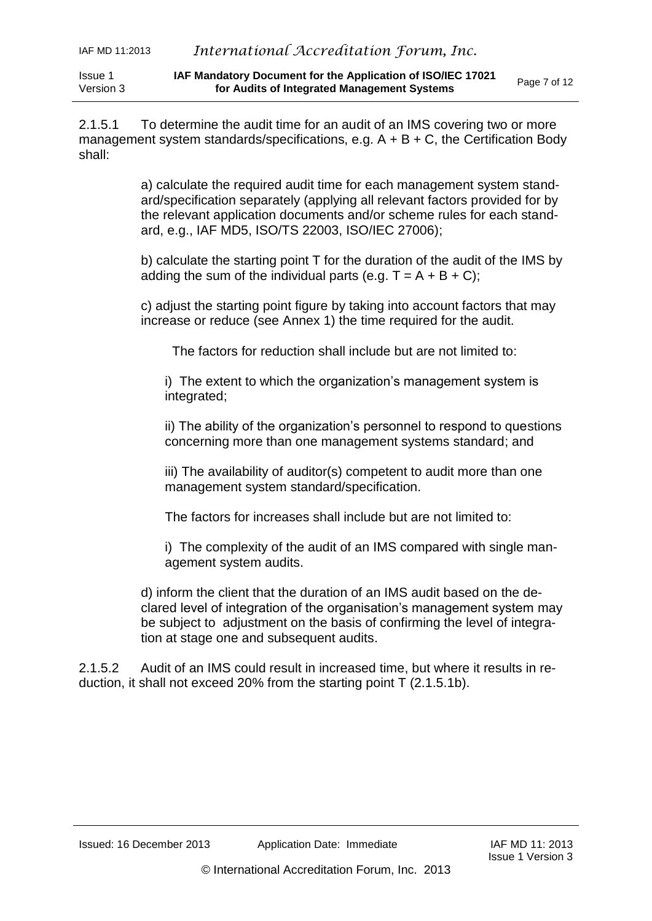2.1.5.1 To determine the audit time for an audit of an IMS covering two or more management system standards/specifications, e.g. A + B + C, the Certification Body shall:

a) calculate the required audit time for each management system standard/specification separately (applying all relevant factors provided for by the relevant application documents and/or scheme rules for each standard, e.g., IAF MD5, ISO/TS 22003, ISO/IEC 27006);

b) calculate the starting point T for the duration of the audit of the IMS by adding the sum of the individual parts (e.g. T = A + B + C);

c) adjust the starting point figure by taking into account factors that may increase or reduce (see Annex 1) the time required for the audit.

The factors for reduction shall include but are not limited to:

i) The extent to which the organization's management system is integrated;

ii) The ability of the organization's personnel to respond to questions concerning more than one management systems standard; and

iii) The availability of auditor(s) competent to audit more than one management system standard/specification.

The factors for increases shall include but are not limited to:

i) The complexity of the audit of an IMS compared with single management system audits.

d) inform the client that the duration of an IMS audit based on the declared level of integration of the organisation's management system may be subject to adjustment on the basis of confirming the level of integration at stage one and subsequent audits.

2.1.5.2 Audit of an IMS could result in increased time, but where it results in reduction, it shall not exceed 20% from the starting point T (2.1.5.1b).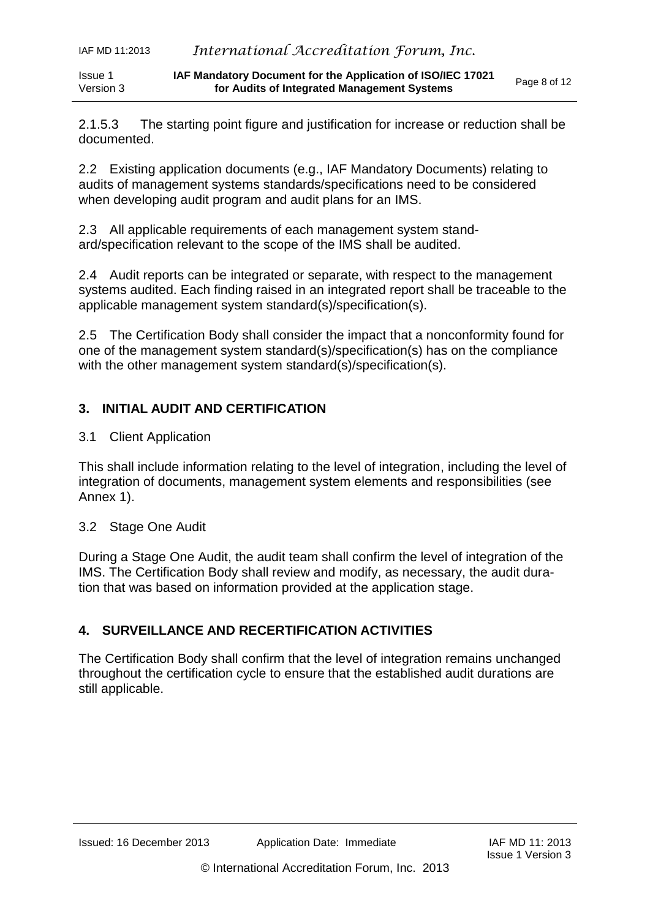2.1.5.3 The starting point figure and justification for increase or reduction shall be documented.

2.2 Existing application documents (e.g., IAF Mandatory Documents) relating to audits of management systems standards/specifications need to be considered when developing audit program and audit plans for an IMS.

2.3 All applicable requirements of each management system standard/specification relevant to the scope of the IMS shall be audited.

2.4 Audit reports can be integrated or separate, with respect to the management systems audited. Each finding raised in an integrated report shall be traceable to the applicable management system standard(s)/specification(s).

2.5 The Certification Body shall consider the impact that a nonconformity found for one of the management system standard(s)/specification(s) has on the compliance with the other management system standard(s)/specification(s).

## 3. INITIAL AUDIT AND CERTIFICATION

3.1 Client Application

This shall include information relating to the level of integration, including the level of integration of documents, management system elements and responsibilities (see Annex 1).

3.2 Stage One Audit

During a Stage One Audit, the audit team shall confirm the level of integration of the IMS. The Certification Body shall review and modify, as necessary, the audit duration that was based on information provided at the application stage.

## 4. SURVEILLANCE AND RECERTIFICATION ACTIVITIES

The Certification Body shall confirm that the level of integration remains unchanged throughout the certification cycle to ensure that the established audit durations are still applicable.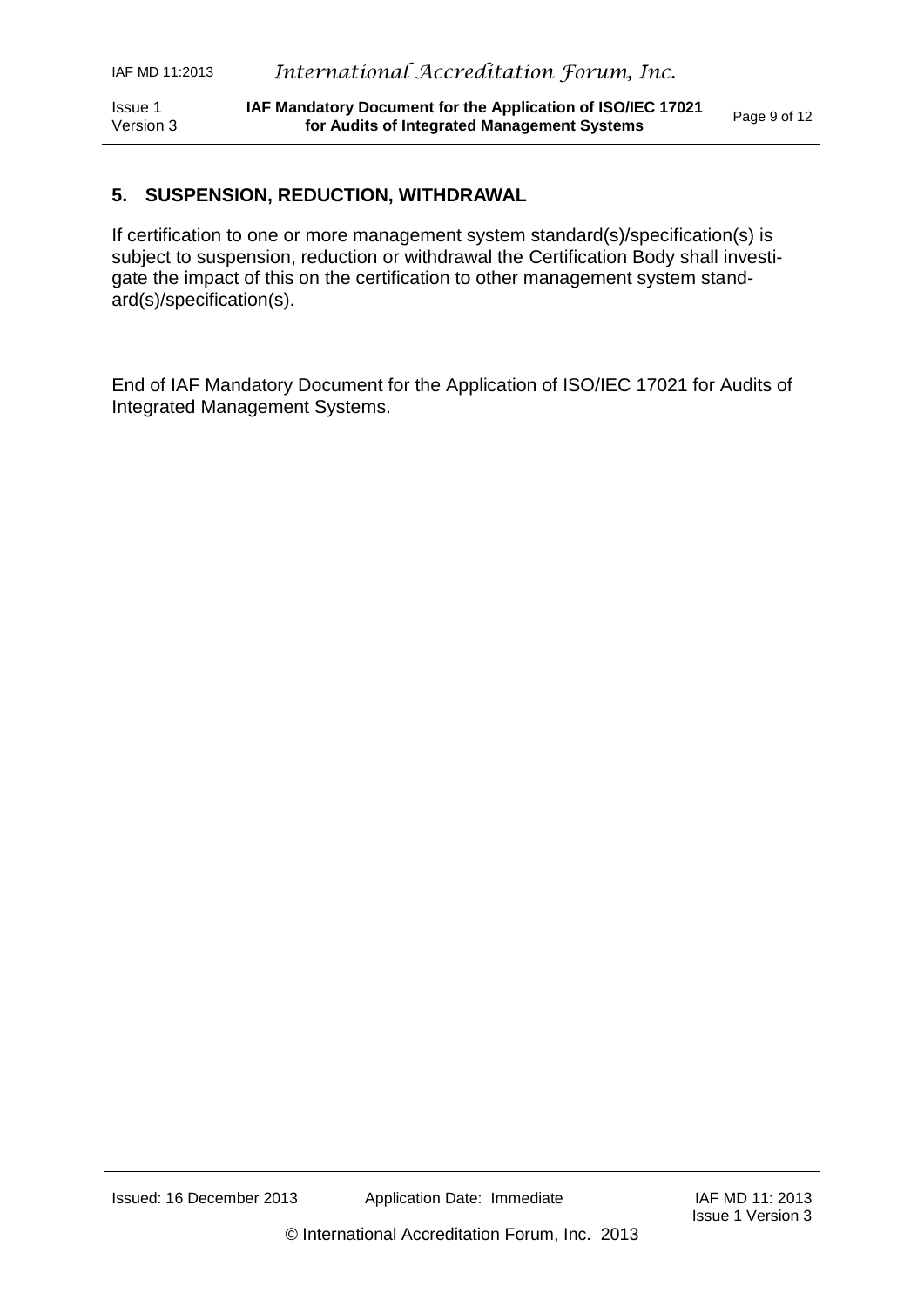## 5. SUSPENSION, REDUCTION, WITHDRAWAL

If certification to one or more management system standard(s)/specification(s) is subject to suspension, reduction or withdrawal the Certification Body shall investigate the impact of this on the certification to other management system standard(s)/specification(s).

End of IAF Mandatory Document for the Application of ISO/IEC 17021 for Audits of Integrated Management Systems.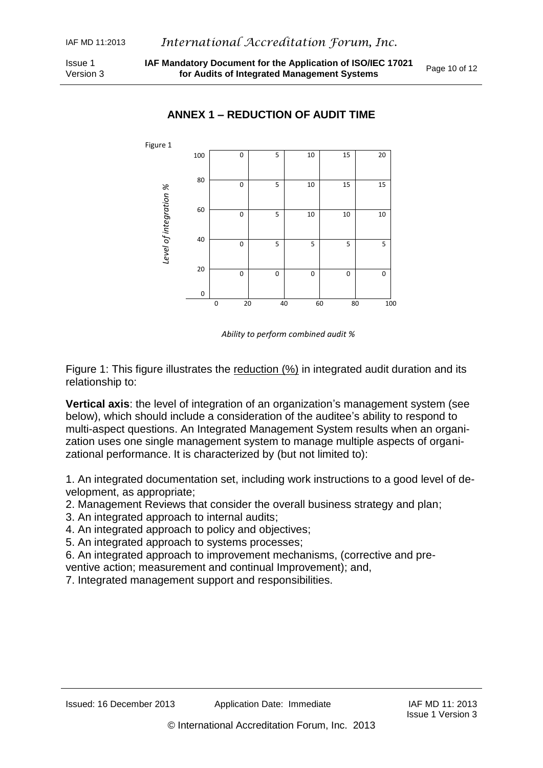# ANNEX 1 – REDUCTION OF AUDIT TIME

Figure 1

| Level of integration % \ Ability to perform combined audit % | 0–20 | 20–40 | 40–60 | 60–80 | 80–100 |
|---|---|---|---|---|---|
| 80–100 | 0 | 5 | 10 | 15 | 20 |
| 60–80 | 0 | 5 | 10 | 15 | 15 |
| 40–60 | 0 | 5 | 10 | 10 | 10 |
| 20–40 | 0 | 5 | 5 | 5 | 5 |
| 0–20 | 0 | 0 | 0 | 0 | 0 |

*Ability to perform combined audit %*

Figure 1: This figure illustrates the reduction (%) in integrated audit duration and its relationship to:

**Vertical axis**: the level of integration of an organization's management system (see below), which should include a consideration of the auditee's ability to respond to multi-aspect questions. An Integrated Management System results when an organization uses one single management system to manage multiple aspects of organizational performance. It is characterized by (but not limited to):

1. An integrated documentation set, including work instructions to a good level of development, as appropriate;
2. Management Reviews that consider the overall business strategy and plan;
3. An integrated approach to internal audits;
4. An integrated approach to policy and objectives;
5. An integrated approach to systems processes;
6. An integrated approach to improvement mechanisms, (corrective and preventive action; measurement and continual Improvement); and,
7. Integrated management support and responsibilities.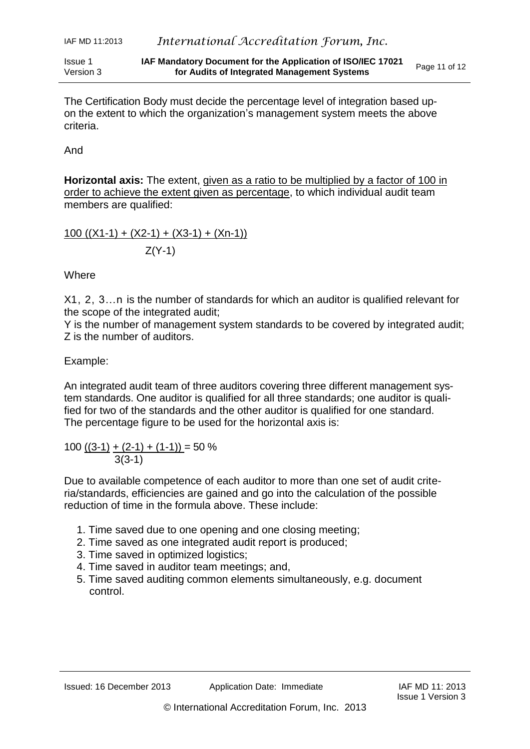The Certification Body must decide the percentage level of integration based upon the extent to which the organization's management system meets the above criteria.

And

**Horizontal axis:** The extent, given as a ratio to be multiplied by a factor of 100 in order to achieve the extent given as percentage, to which individual audit team members are qualified:

$$\frac{100\,((X1-1) + (X2-1) + (X3-1) + (Xn-1))}{Z(Y-1)}$$

Where

X1, 2, 3…n is the number of standards for which an auditor is qualified relevant for the scope of the integrated audit;
Y is the number of management system standards to be covered by integrated audit;
Z is the number of auditors.

Example:

An integrated audit team of three auditors covering three different management system standards. One auditor is qualified for all three standards; one auditor is qualified for two of the standards and the other auditor is qualified for one standard. The percentage figure to be used for the horizontal axis is:

$$100\,\frac{(3-1) + (2-1) + (1-1)}{3(3-1)} = 50\ \%$$

Due to available competence of each auditor to more than one set of audit criteria/standards, efficiencies are gained and go into the calculation of the possible reduction of time in the formula above. These include:

1. Time saved due to one opening and one closing meeting;
2. Time saved as one integrated audit report is produced;
3. Time saved in optimized logistics;
4. Time saved in auditor team meetings; and,
5. Time saved auditing common elements simultaneously, e.g. document control.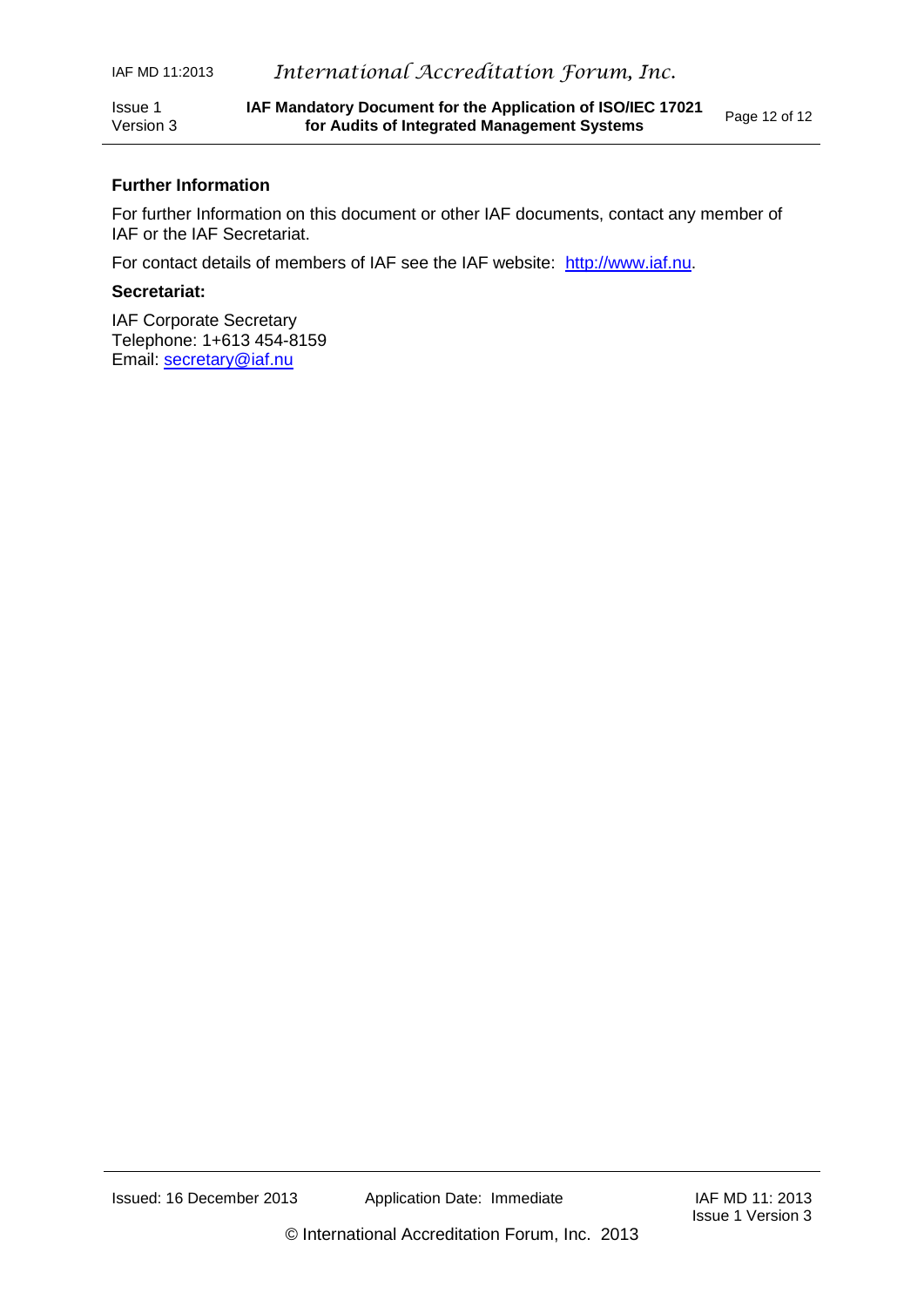**Further Information**

For further Information on this document or other IAF documents, contact any member of IAF or the IAF Secretariat.

For contact details of members of IAF see the IAF website: http://www.iaf.nu.

**Secretariat:**

IAF Corporate Secretary
Telephone: 1+613 454-8159
Email: secretary@iaf.nu